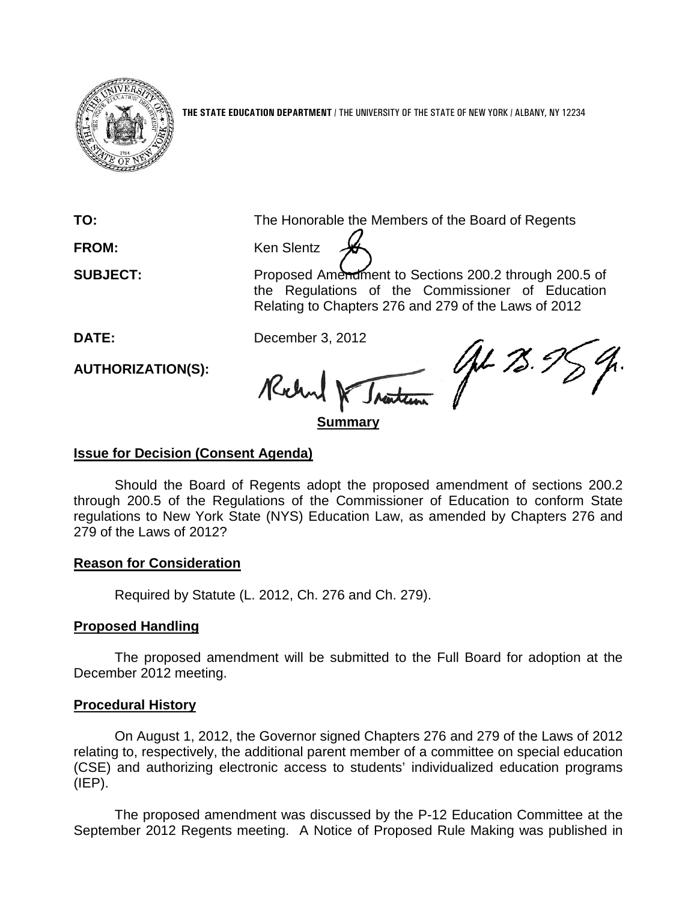**THE STATE EDUCATION DEPARTMENT** / THE UNIVERSITY OF THE STATE OF NEW YORK / ALBANY, NY 12234

**TO:** The Honorable the Members of the Board of Regents

**FROM:** Ken Slentz

**SUBJECT:** Proposed Amendment to Sections 200.2 through 200.5 of the Regulations of the Commissioner of Education Relating to Chapters 276 and 279 of the Laws of 2012

**DATE:** December 3, 2012

**AUTHORIZATION(S):**

**Summary**

## Issue for Decision (Consent Agenda)

Should the Board of Regents adopt the proposed amendment of sections 200.2 through 200.5 of the Regulations of the Commissioner of Education to conform State regulations to New York State (NYS) Education Law, as amended by Chapters 276 and 279 of the Laws of 2012?

## Reason for Consideration

Required by Statute (L. 2012, Ch. 276 and Ch. 279).

## Proposed Handling

The proposed amendment will be submitted to the Full Board for adoption at the December 2012 meeting.

## Procedural History

On August 1, 2012, the Governor signed Chapters 276 and 279 of the Laws of 2012 relating to, respectively, the additional parent member of a committee on special education (CSE) and authorizing electronic access to students' individualized education programs (IEP).

The proposed amendment was discussed by the P-12 Education Committee at the September 2012 Regents meeting. A Notice of Proposed Rule Making was published in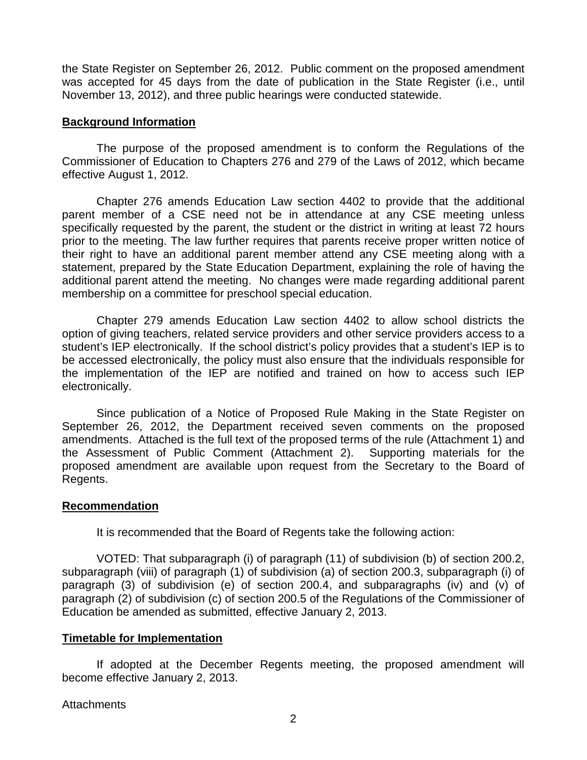the State Register on September 26, 2012. Public comment on the proposed amendment was accepted for 45 days from the date of publication in the State Register (i.e., until November 13, 2012), and three public hearings were conducted statewide.

**Background Information**

The purpose of the proposed amendment is to conform the Regulations of the Commissioner of Education to Chapters 276 and 279 of the Laws of 2012, which became effective August 1, 2012.

Chapter 276 amends Education Law section 4402 to provide that the additional parent member of a CSE need not be in attendance at any CSE meeting unless specifically requested by the parent, the student or the district in writing at least 72 hours prior to the meeting. The law further requires that parents receive proper written notice of their right to have an additional parent member attend any CSE meeting along with a statement, prepared by the State Education Department, explaining the role of having the additional parent attend the meeting. No changes were made regarding additional parent membership on a committee for preschool special education.

Chapter 279 amends Education Law section 4402 to allow school districts the option of giving teachers, related service providers and other service providers access to a student's IEP electronically. If the school district's policy provides that a student's IEP is to be accessed electronically, the policy must also ensure that the individuals responsible for the implementation of the IEP are notified and trained on how to access such IEP electronically.

Since publication of a Notice of Proposed Rule Making in the State Register on September 26, 2012, the Department received seven comments on the proposed amendments. Attached is the full text of the proposed terms of the rule (Attachment 1) and the Assessment of Public Comment (Attachment 2). Supporting materials for the proposed amendment are available upon request from the Secretary to the Board of Regents.

**Recommendation**

It is recommended that the Board of Regents take the following action:

VOTED: That subparagraph (i) of paragraph (11) of subdivision (b) of section 200.2, subparagraph (viii) of paragraph (1) of subdivision (a) of section 200.3, subparagraph (i) of paragraph (3) of subdivision (e) of section 200.4, and subparagraphs (iv) and (v) of paragraph (2) of subdivision (c) of section 200.5 of the Regulations of the Commissioner of Education be amended as submitted, effective January 2, 2013.

**Timetable for Implementation**

If adopted at the December Regents meeting, the proposed amendment will become effective January 2, 2013.

Attachments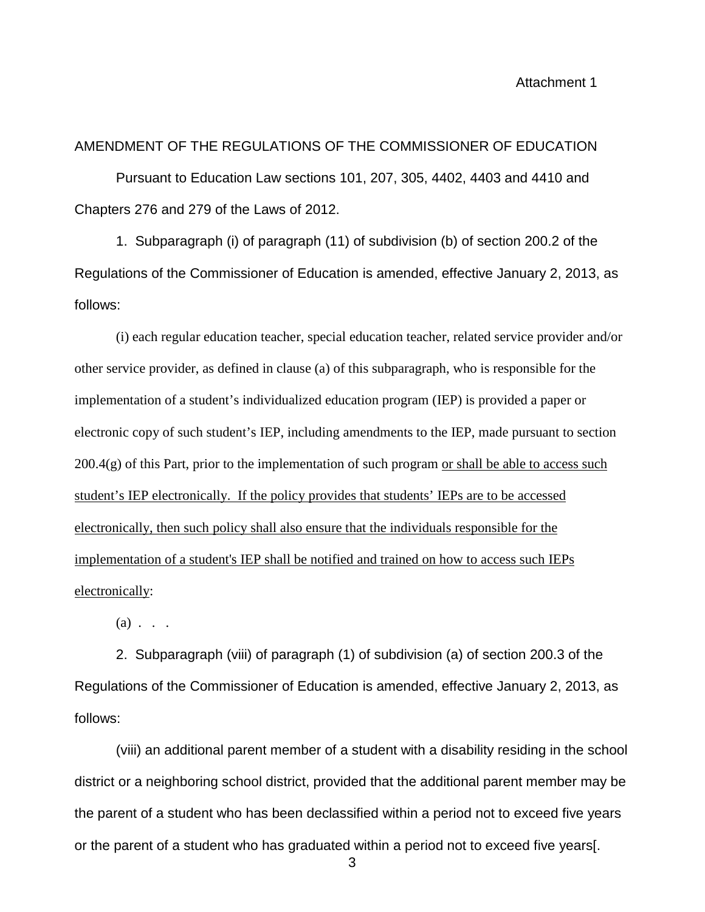Attachment 1

AMENDMENT OF THE REGULATIONS OF THE COMMISSIONER OF EDUCATION

Pursuant to Education Law sections 101, 207, 305, 4402, 4403 and 4410 and Chapters 276 and 279 of the Laws of 2012.

1. Subparagraph (i) of paragraph (11) of subdivision (b) of section 200.2 of the Regulations of the Commissioner of Education is amended, effective January 2, 2013, as follows:

(i) each regular education teacher, special education teacher, related service provider and/or other service provider, as defined in clause (a) of this subparagraph, who is responsible for the implementation of a student's individualized education program (IEP) is provided a paper or electronic copy of such student's IEP, including amendments to the IEP, made pursuant to section 200.4(g) of this Part, prior to the implementation of such program <u>or shall be able to access such student's IEP electronically. If the policy provides that students' IEPs are to be accessed electronically, then such policy shall also ensure that the individuals responsible for the implementation of a student's IEP shall be notified and trained on how to access such IEPs electronically</u>:

(a) . . .

2. Subparagraph (viii) of paragraph (1) of subdivision (a) of section 200.3 of the Regulations of the Commissioner of Education is amended, effective January 2, 2013, as follows:

(viii) an additional parent member of a student with a disability residing in the school district or a neighboring school district, provided that the additional parent member may be the parent of a student who has been declassified within a period not to exceed five years or the parent of a student who has graduated within a period not to exceed five years[.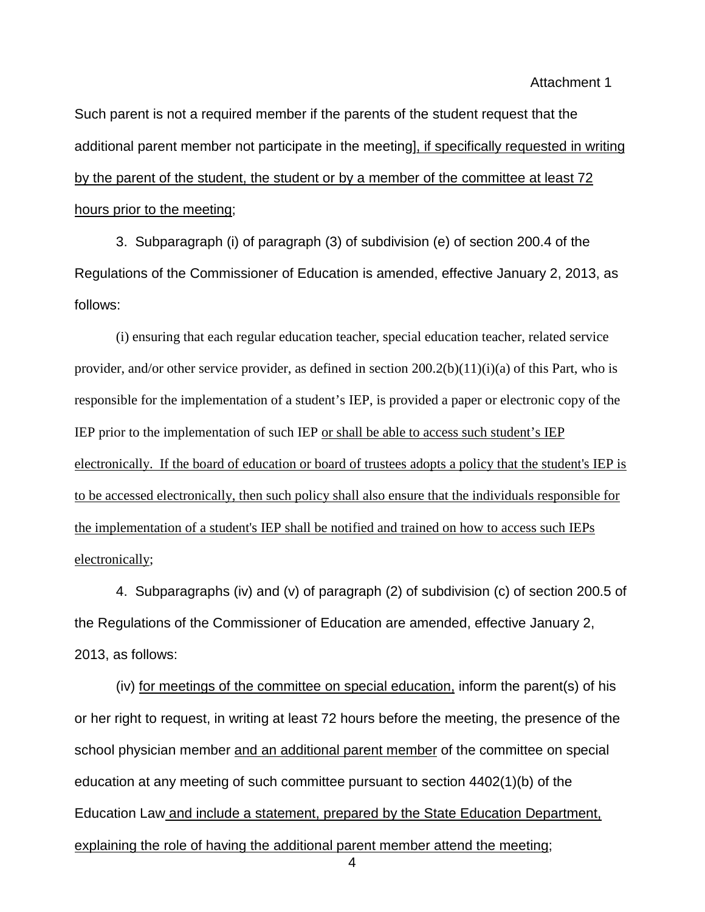Such parent is not a required member if the parents of the student request that the additional parent member not participate in the meeting], if specifically requested in writing by the parent of the student, the student or by a member of the committee at least 72 hours prior to the meeting;

3. Subparagraph (i) of paragraph (3) of subdivision (e) of section 200.4 of the Regulations of the Commissioner of Education is amended, effective January 2, 2013, as follows:

(i) ensuring that each regular education teacher, special education teacher, related service provider, and/or other service provider, as defined in section 200.2(b)(11)(i)(a) of this Part, who is responsible for the implementation of a student's IEP, is provided a paper or electronic copy of the IEP prior to the implementation of such IEP or shall be able to access such student's IEP electronically. If the board of education or board of trustees adopts a policy that the student's IEP is to be accessed electronically, then such policy shall also ensure that the individuals responsible for the implementation of a student's IEP shall be notified and trained on how to access such IEPs electronically;

4. Subparagraphs (iv) and (v) of paragraph (2) of subdivision (c) of section 200.5 of the Regulations of the Commissioner of Education are amended, effective January 2, 2013, as follows:

(iv) for meetings of the committee on special education, inform the parent(s) of his or her right to request, in writing at least 72 hours before the meeting, the presence of the school physician member and an additional parent member of the committee on special education at any meeting of such committee pursuant to section 4402(1)(b) of the Education Law and include a statement, prepared by the State Education Department, explaining the role of having the additional parent member attend the meeting;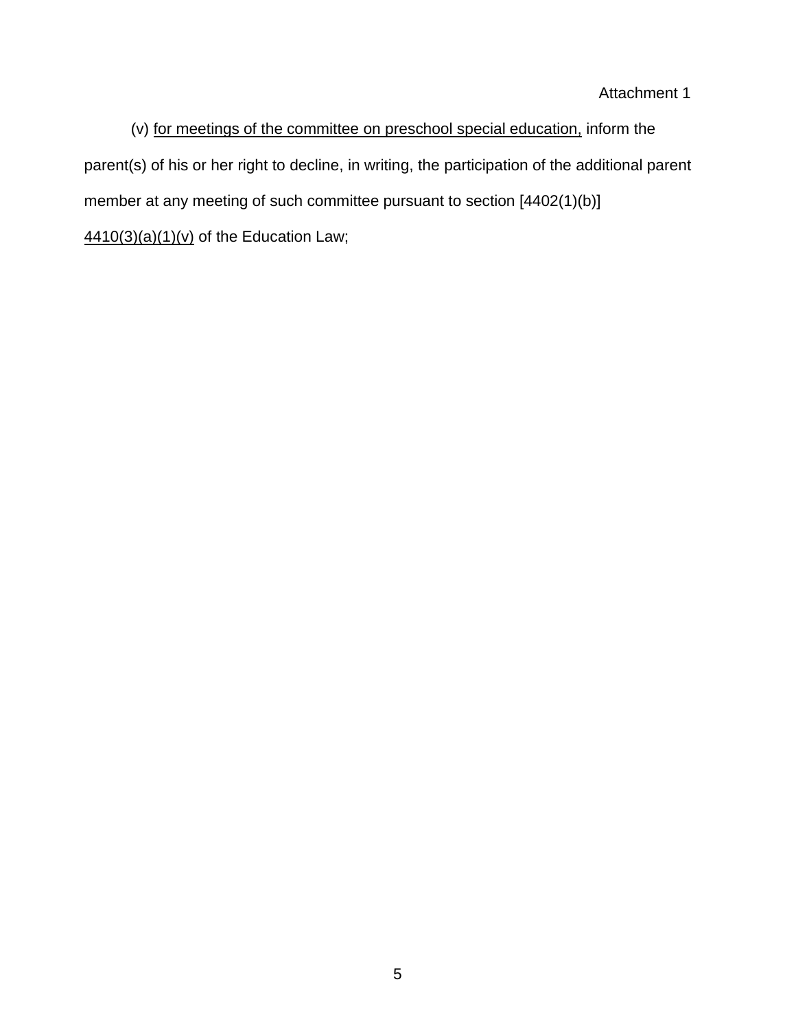Attachment 1

(v) <u>for meetings of the committee on preschool special education,</u> inform the parent(s) of his or her right to decline, in writing, the participation of the additional parent member at any meeting of such committee pursuant to section [4402(1)(b)] <u>4410(3)(a)(1)(v)</u> of the Education Law;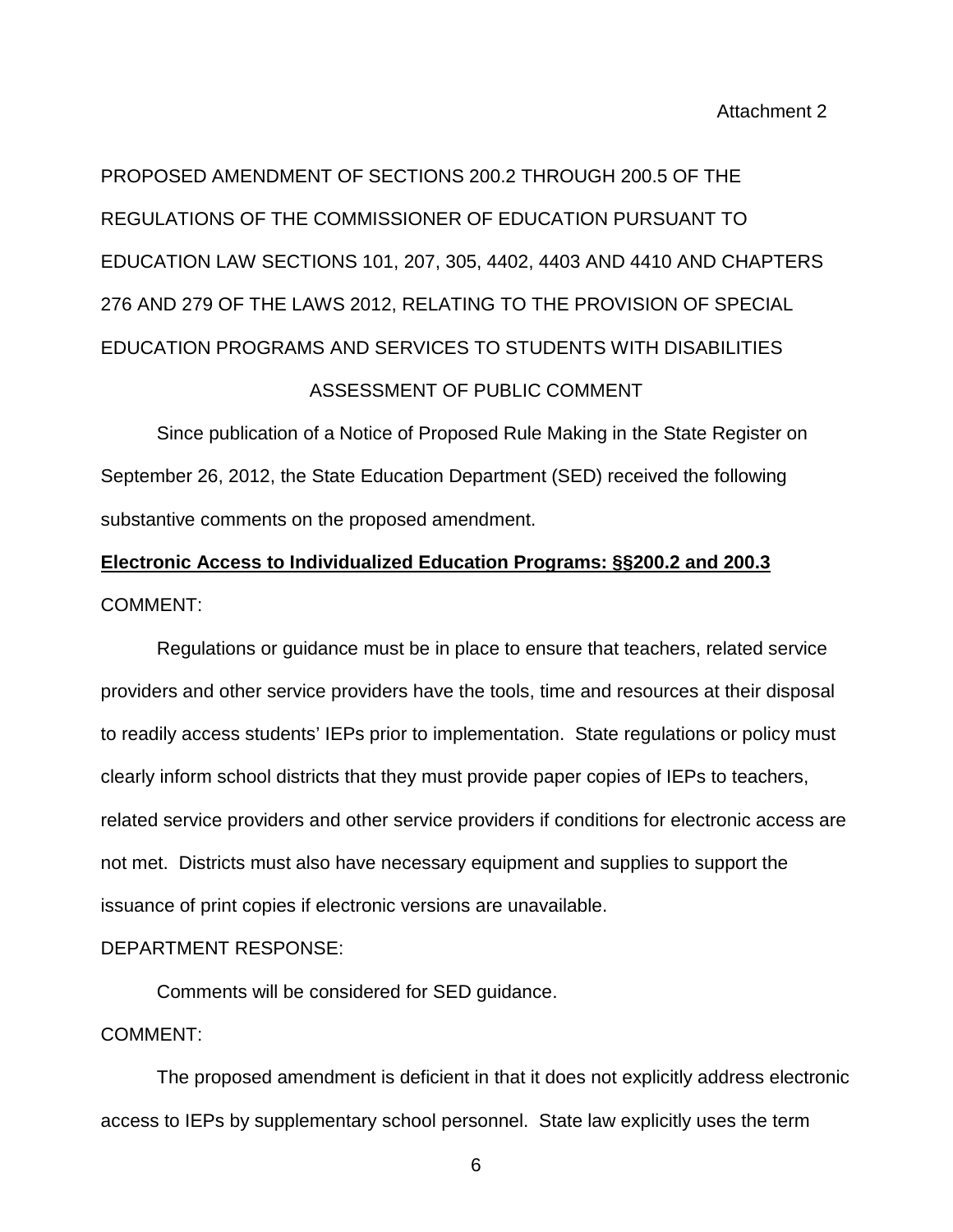Attachment 2

PROPOSED AMENDMENT OF SECTIONS 200.2 THROUGH 200.5 OF THE REGULATIONS OF THE COMMISSIONER OF EDUCATION PURSUANT TO EDUCATION LAW SECTIONS 101, 207, 305, 4402, 4403 AND 4410 AND CHAPTERS 276 AND 279 OF THE LAWS 2012, RELATING TO THE PROVISION OF SPECIAL EDUCATION PROGRAMS AND SERVICES TO STUDENTS WITH DISABILITIES

ASSESSMENT OF PUBLIC COMMENT

Since publication of a Notice of Proposed Rule Making in the State Register on September 26, 2012, the State Education Department (SED) received the following substantive comments on the proposed amendment.

**Electronic Access to Individualized Education Programs: §§200.2 and 200.3**

COMMENT:

Regulations or guidance must be in place to ensure that teachers, related service providers and other service providers have the tools, time and resources at their disposal to readily access students' IEPs prior to implementation. State regulations or policy must clearly inform school districts that they must provide paper copies of IEPs to teachers, related service providers and other service providers if conditions for electronic access are not met. Districts must also have necessary equipment and supplies to support the issuance of print copies if electronic versions are unavailable.

DEPARTMENT RESPONSE:

Comments will be considered for SED guidance.

COMMENT:

The proposed amendment is deficient in that it does not explicitly address electronic access to IEPs by supplementary school personnel. State law explicitly uses the term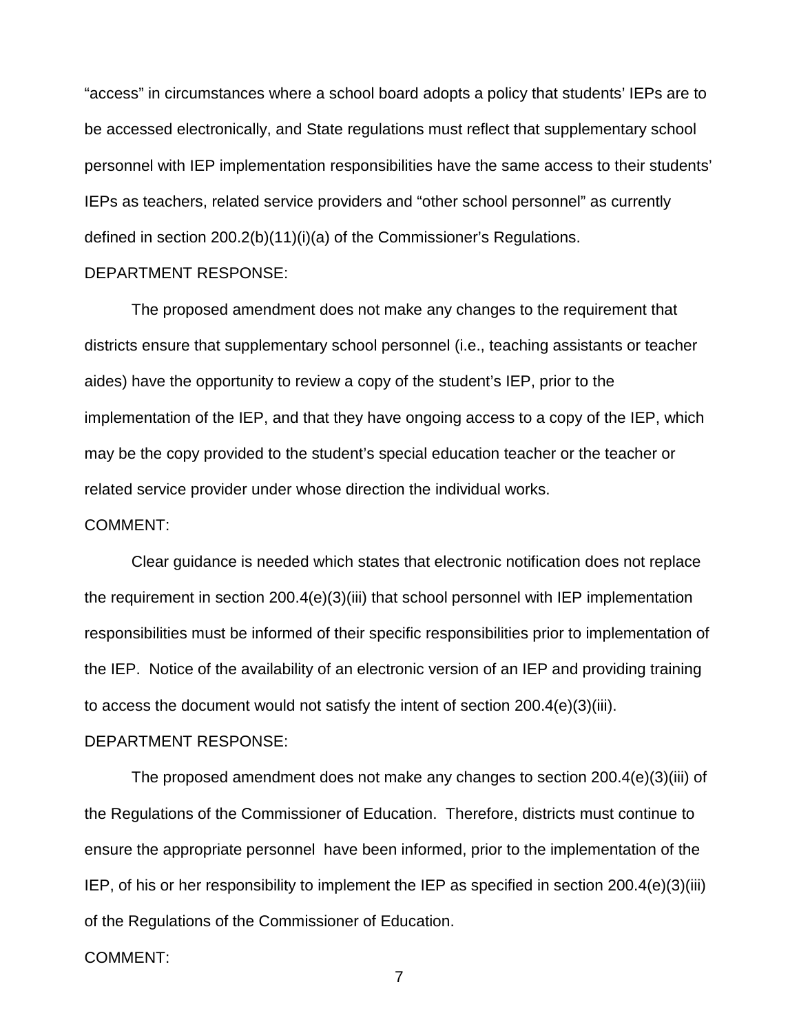"access" in circumstances where a school board adopts a policy that students' IEPs are to be accessed electronically, and State regulations must reflect that supplementary school personnel with IEP implementation responsibilities have the same access to their students' IEPs as teachers, related service providers and "other school personnel" as currently defined in section 200.2(b)(11)(i)(a) of the Commissioner's Regulations.

DEPARTMENT RESPONSE:

The proposed amendment does not make any changes to the requirement that districts ensure that supplementary school personnel (i.e., teaching assistants or teacher aides) have the opportunity to review a copy of the student's IEP, prior to the implementation of the IEP, and that they have ongoing access to a copy of the IEP, which may be the copy provided to the student's special education teacher or the teacher or related service provider under whose direction the individual works.

COMMENT:

Clear guidance is needed which states that electronic notification does not replace the requirement in section 200.4(e)(3)(iii) that school personnel with IEP implementation responsibilities must be informed of their specific responsibilities prior to implementation of the IEP. Notice of the availability of an electronic version of an IEP and providing training to access the document would not satisfy the intent of section 200.4(e)(3)(iii).

DEPARTMENT RESPONSE:

The proposed amendment does not make any changes to section 200.4(e)(3)(iii) of the Regulations of the Commissioner of Education. Therefore, districts must continue to ensure the appropriate personnel have been informed, prior to the implementation of the IEP, of his or her responsibility to implement the IEP as specified in section 200.4(e)(3)(iii) of the Regulations of the Commissioner of Education.

COMMENT: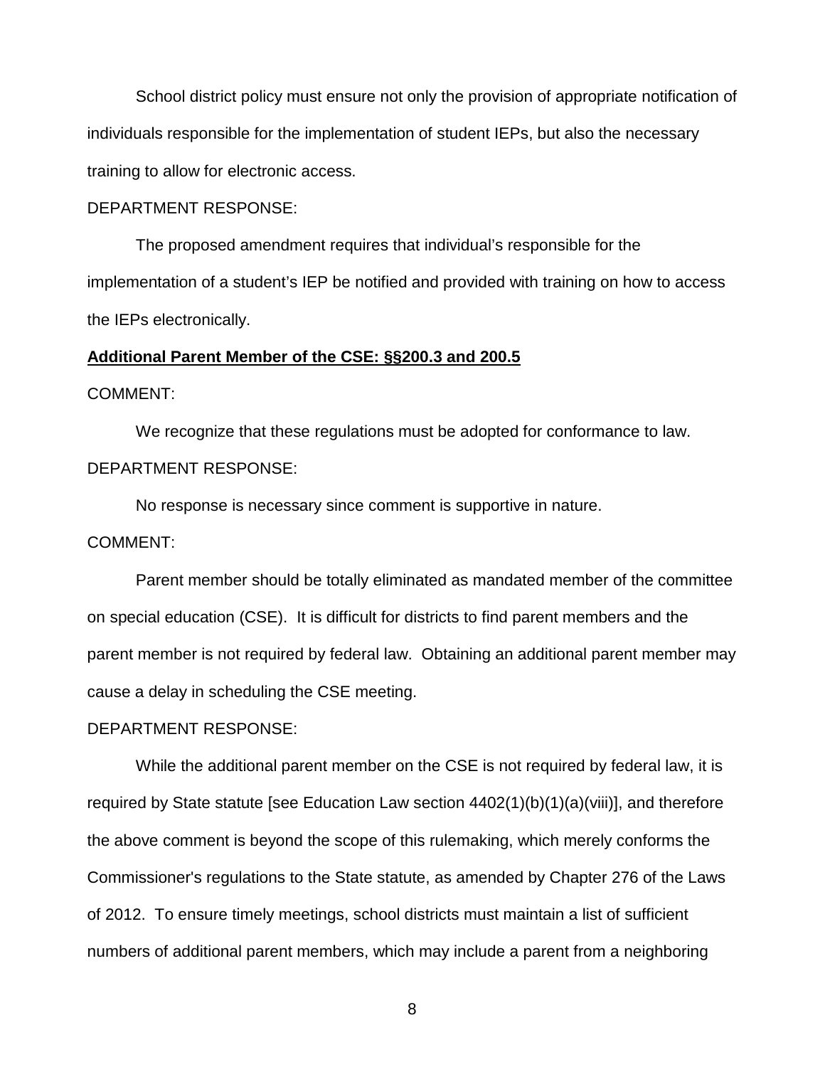School district policy must ensure not only the provision of appropriate notification of individuals responsible for the implementation of student IEPs, but also the necessary training to allow for electronic access.

DEPARTMENT RESPONSE:

The proposed amendment requires that individual's responsible for the implementation of a student's IEP be notified and provided with training on how to access the IEPs electronically.

**Additional Parent Member of the CSE: §§200.3 and 200.5**

COMMENT:

We recognize that these regulations must be adopted for conformance to law.

DEPARTMENT RESPONSE:

No response is necessary since comment is supportive in nature.

COMMENT:

Parent member should be totally eliminated as mandated member of the committee on special education (CSE). It is difficult for districts to find parent members and the parent member is not required by federal law. Obtaining an additional parent member may cause a delay in scheduling the CSE meeting.

DEPARTMENT RESPONSE:

While the additional parent member on the CSE is not required by federal law, it is required by State statute [see Education Law section 4402(1)(b)(1)(a)(viii)], and therefore the above comment is beyond the scope of this rulemaking, which merely conforms the Commissioner's regulations to the State statute, as amended by Chapter 276 of the Laws of 2012. To ensure timely meetings, school districts must maintain a list of sufficient numbers of additional parent members, which may include a parent from a neighboring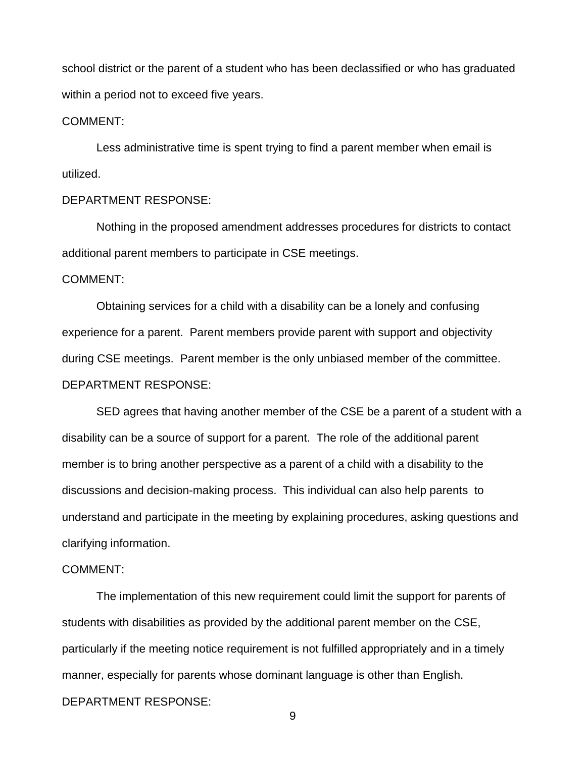school district or the parent of a student who has been declassified or who has graduated within a period not to exceed five years.

COMMENT:

Less administrative time is spent trying to find a parent member when email is utilized.

DEPARTMENT RESPONSE:

Nothing in the proposed amendment addresses procedures for districts to contact additional parent members to participate in CSE meetings.

COMMENT:

Obtaining services for a child with a disability can be a lonely and confusing experience for a parent. Parent members provide parent with support and objectivity during CSE meetings. Parent member is the only unbiased member of the committee.

DEPARTMENT RESPONSE:

SED agrees that having another member of the CSE be a parent of a student with a disability can be a source of support for a parent. The role of the additional parent member is to bring another perspective as a parent of a child with a disability to the discussions and decision-making process. This individual can also help parents to understand and participate in the meeting by explaining procedures, asking questions and clarifying information.

COMMENT:

The implementation of this new requirement could limit the support for parents of students with disabilities as provided by the additional parent member on the CSE, particularly if the meeting notice requirement is not fulfilled appropriately and in a timely manner, especially for parents whose dominant language is other than English.

DEPARTMENT RESPONSE: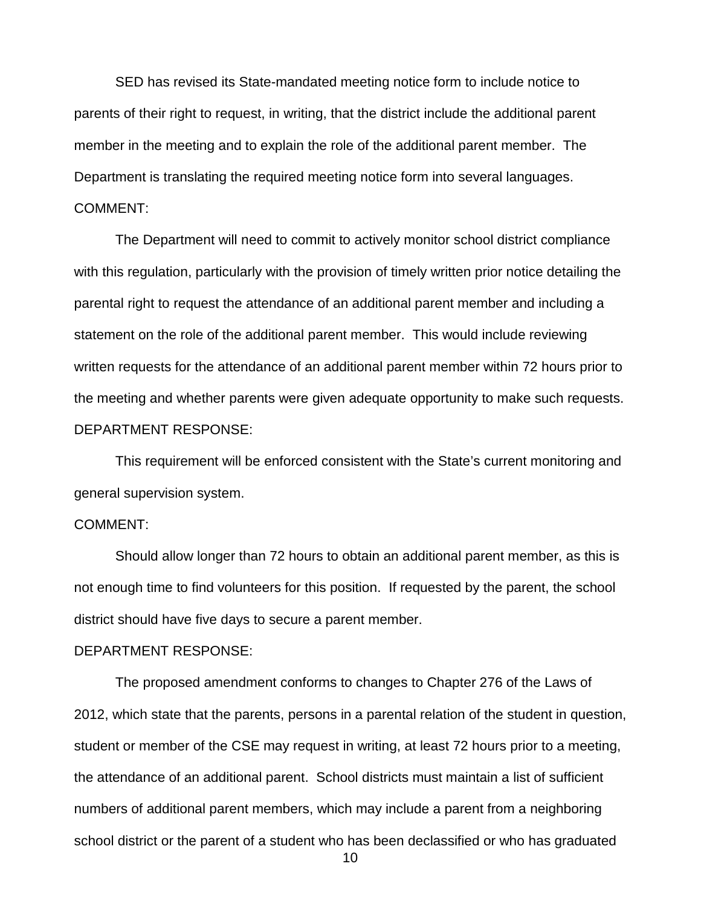SED has revised its State-mandated meeting notice form to include notice to parents of their right to request, in writing, that the district include the additional parent member in the meeting and to explain the role of the additional parent member. The Department is translating the required meeting notice form into several languages.

COMMENT:

The Department will need to commit to actively monitor school district compliance with this regulation, particularly with the provision of timely written prior notice detailing the parental right to request the attendance of an additional parent member and including a statement on the role of the additional parent member. This would include reviewing written requests for the attendance of an additional parent member within 72 hours prior to the meeting and whether parents were given adequate opportunity to make such requests.

DEPARTMENT RESPONSE:

This requirement will be enforced consistent with the State's current monitoring and general supervision system.

COMMENT:

Should allow longer than 72 hours to obtain an additional parent member, as this is not enough time to find volunteers for this position. If requested by the parent, the school district should have five days to secure a parent member.

DEPARTMENT RESPONSE:

The proposed amendment conforms to changes to Chapter 276 of the Laws of 2012, which state that the parents, persons in a parental relation of the student in question, student or member of the CSE may request in writing, at least 72 hours prior to a meeting, the attendance of an additional parent. School districts must maintain a list of sufficient numbers of additional parent members, which may include a parent from a neighboring school district or the parent of a student who has been declassified or who has graduated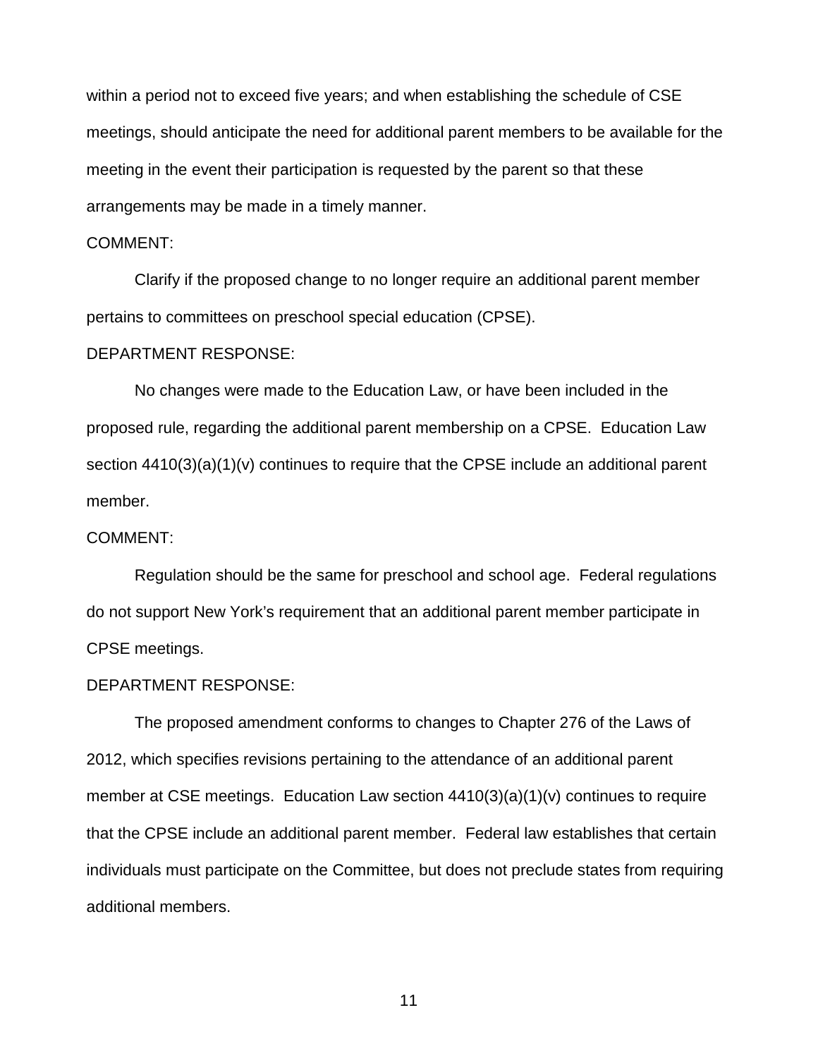within a period not to exceed five years; and when establishing the schedule of CSE meetings, should anticipate the need for additional parent members to be available for the meeting in the event their participation is requested by the parent so that these arrangements may be made in a timely manner.

COMMENT:

Clarify if the proposed change to no longer require an additional parent member pertains to committees on preschool special education (CPSE).

DEPARTMENT RESPONSE:

No changes were made to the Education Law, or have been included in the proposed rule, regarding the additional parent membership on a CPSE. Education Law section 4410(3)(a)(1)(v) continues to require that the CPSE include an additional parent member.

COMMENT:

Regulation should be the same for preschool and school age. Federal regulations do not support New York's requirement that an additional parent member participate in CPSE meetings.

DEPARTMENT RESPONSE:

The proposed amendment conforms to changes to Chapter 276 of the Laws of 2012, which specifies revisions pertaining to the attendance of an additional parent member at CSE meetings. Education Law section 4410(3)(a)(1)(v) continues to require that the CPSE include an additional parent member. Federal law establishes that certain individuals must participate on the Committee, but does not preclude states from requiring additional members.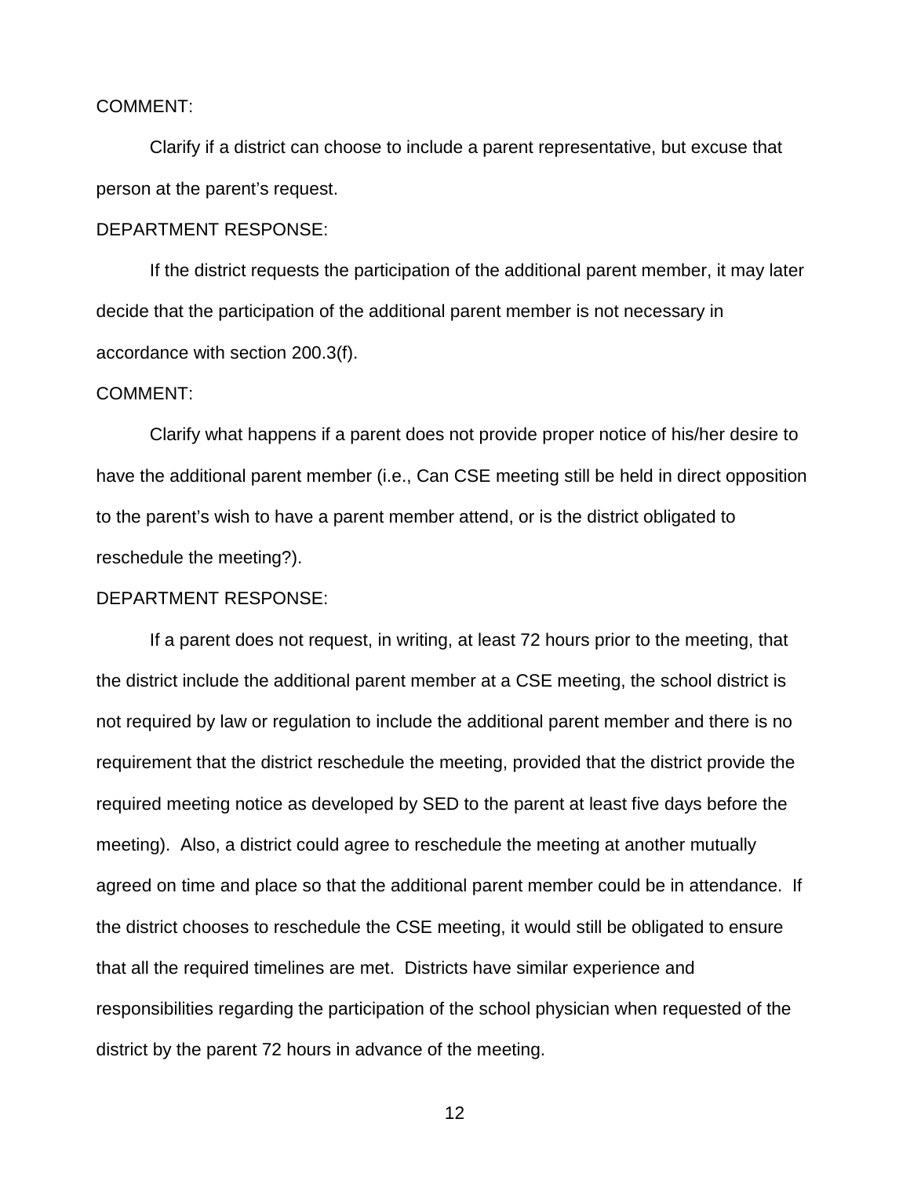COMMENT:

Clarify if a district can choose to include a parent representative, but excuse that person at the parent's request.

DEPARTMENT RESPONSE:

If the district requests the participation of the additional parent member, it may later decide that the participation of the additional parent member is not necessary in accordance with section 200.3(f).

COMMENT:

Clarify what happens if a parent does not provide proper notice of his/her desire to have the additional parent member (i.e., Can CSE meeting still be held in direct opposition to the parent's wish to have a parent member attend, or is the district obligated to reschedule the meeting?).

DEPARTMENT RESPONSE:

If a parent does not request, in writing, at least 72 hours prior to the meeting, that the district include the additional parent member at a CSE meeting, the school district is not required by law or regulation to include the additional parent member and there is no requirement that the district reschedule the meeting, provided that the district provide the required meeting notice as developed by SED to the parent at least five days before the meeting). Also, a district could agree to reschedule the meeting at another mutually agreed on time and place so that the additional parent member could be in attendance. If the district chooses to reschedule the CSE meeting, it would still be obligated to ensure that all the required timelines are met. Districts have similar experience and responsibilities regarding the participation of the school physician when requested of the district by the parent 72 hours in advance of the meeting.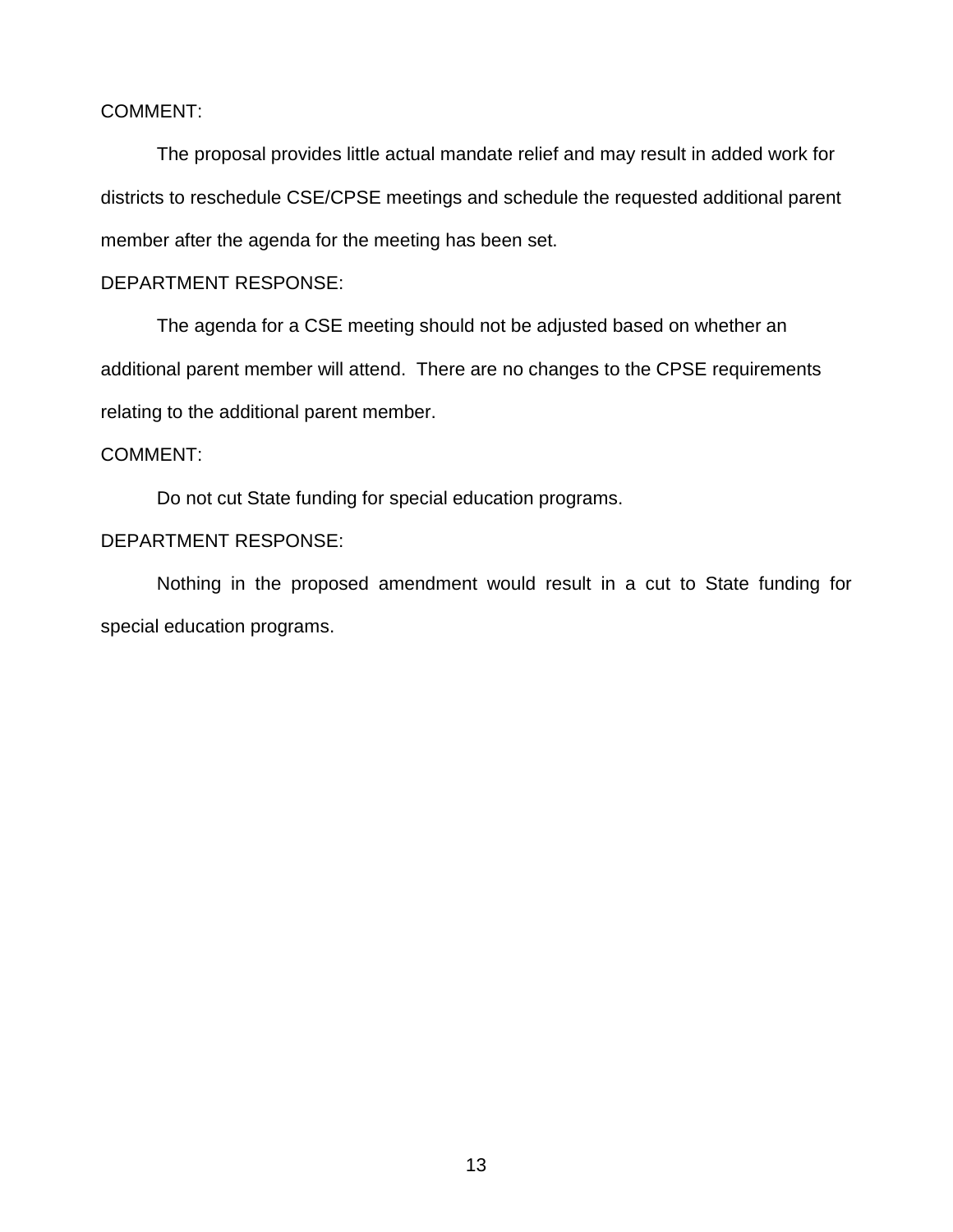COMMENT:

The proposal provides little actual mandate relief and may result in added work for districts to reschedule CSE/CPSE meetings and schedule the requested additional parent member after the agenda for the meeting has been set.

DEPARTMENT RESPONSE:

The agenda for a CSE meeting should not be adjusted based on whether an additional parent member will attend. There are no changes to the CPSE requirements relating to the additional parent member.

COMMENT:

Do not cut State funding for special education programs.

DEPARTMENT RESPONSE:

Nothing in the proposed amendment would result in a cut to State funding for special education programs.